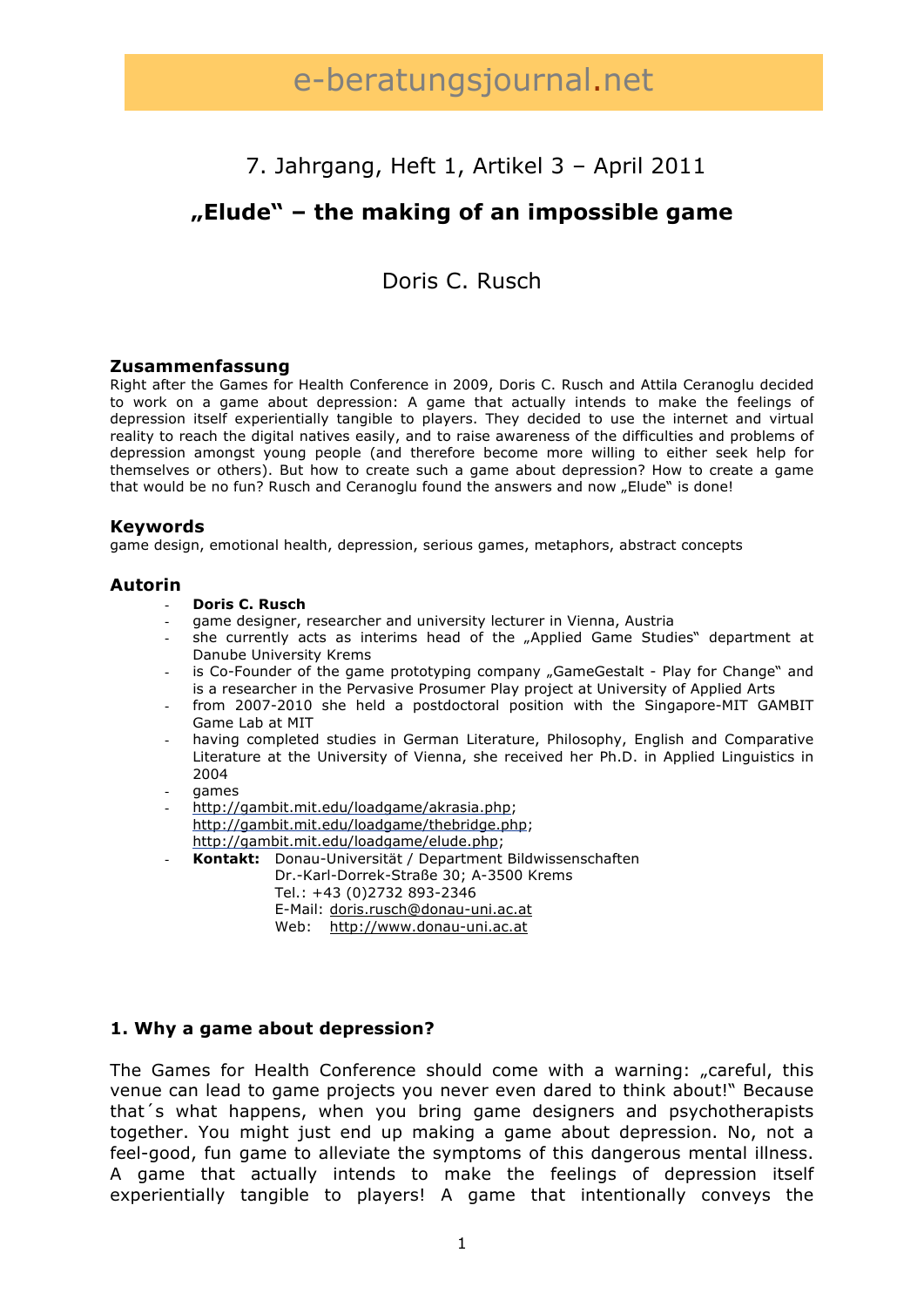# e-beratungsjournal.net

7. Jahrgang, Heft 1, Artikel 3 – April 2011

## „Elude" – the making of an impossible game

Doris C. Rusch

### Zusammenfassung

Right after the Games for Health Conference in 2009, Doris C. Rusch and Attila Ceranoglu decided to work on a game about depression: A game that actually intends to make the feelings of depression itself experientially tangible to players. They decided to use the internet and virtual reality to reach the digital natives easily, and to raise awareness of the difficulties and problems of depression amongst young people (and therefore become more willing to either seek help for themselves or others). But how to create such a game about depression? How to create a game that would be no fun? Rusch and Ceranoglu found the answers and now „Elude" is done!

### Keywords

game design, emotional health, depression, serious games, metaphors, abstract concepts

### Autorin

- **Doris C. Rusch**
- game designer, researcher and university lecturer in Vienna, Austria
- she currently acts as interims head of the „Applied Game Studies" department at Danube University Krems
- is Co-Founder of the game prototyping company „GameGestalt - Play for Change" and is a researcher in the Pervasive Prosumer Play project at University of Applied Arts
- from 2007-2010 she held a postdoctoral position with the Singapore-MIT GAMBIT Game Lab at MIT
- having completed studies in German Literature, Philosophy, English and Comparative Literature at the University of Vienna, she received her Ph.D. in Applied Linguistics in 2004
- games
- http://gambit.mit.edu/loadgame/akrasia.php; http://gambit.mit.edu/loadgame/thebridge.php; http://gambit.mit.edu/loadgame/elude.php;
- **Kontakt:** Donau-Universität / Department Bildwissenschaften
  Dr.-Karl-Dorrek-Straße 30; A-3500 Krems
  Tel.: +43 (0)2732 893-2346
  E-Mail: doris.rusch@donau-uni.ac.at
  Web: http://www.donau-uni.ac.at

### 1. Why a game about depression?

The Games for Health Conference should come with a warning: „careful, this venue can lead to game projects you never even dared to think about!" Because that´s what happens, when you bring game designers and psychotherapists together. You might just end up making a game about depression. No, not a feel-good, fun game to alleviate the symptoms of this dangerous mental illness. A game that actually intends to make the feelings of depression itself experientially tangible to players! A game that intentionally conveys the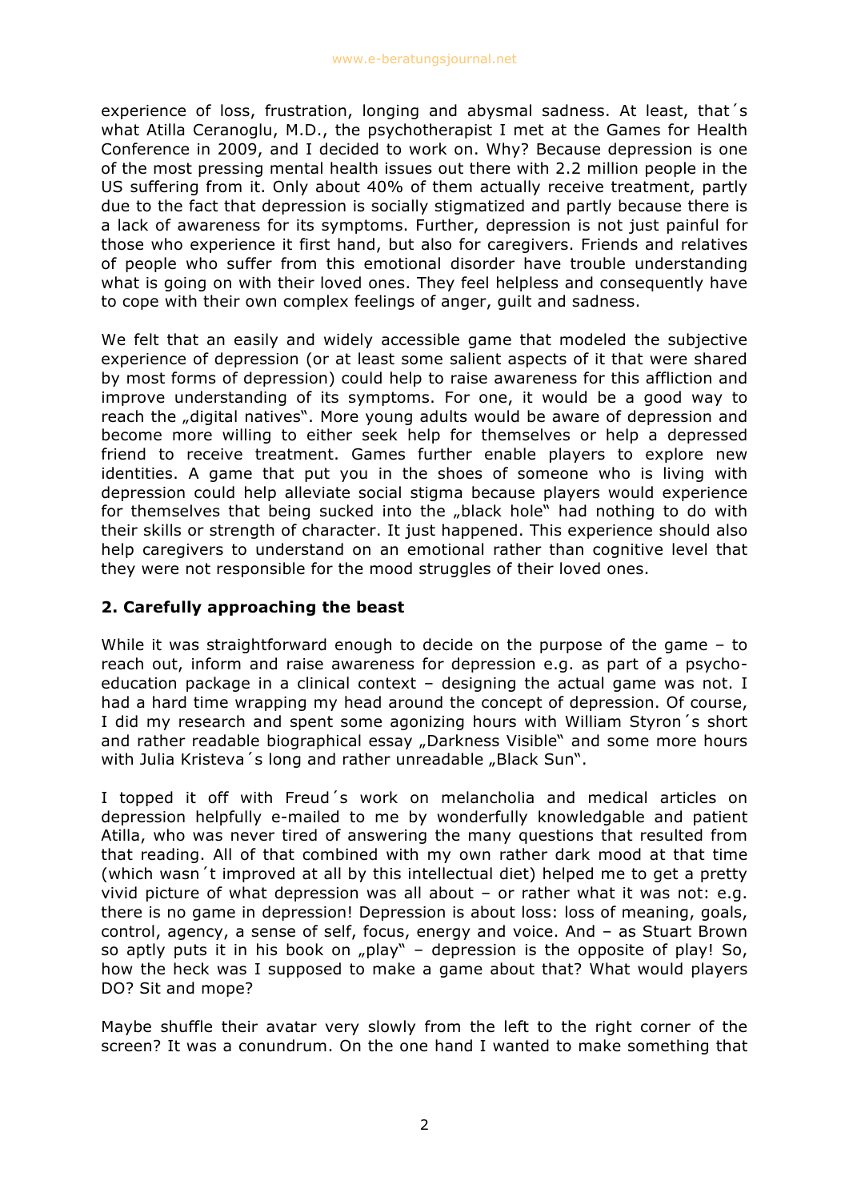experience of loss, frustration, longing and abysmal sadness. At least, that´s what Atilla Ceranoglu, M.D., the psychotherapist I met at the Games for Health Conference in 2009, and I decided to work on. Why? Because depression is one of the most pressing mental health issues out there with 2.2 million people in the US suffering from it. Only about 40% of them actually receive treatment, partly due to the fact that depression is socially stigmatized and partly because there is a lack of awareness for its symptoms. Further, depression is not just painful for those who experience it first hand, but also for caregivers. Friends and relatives of people who suffer from this emotional disorder have trouble understanding what is going on with their loved ones. They feel helpless and consequently have to cope with their own complex feelings of anger, guilt and sadness.

We felt that an easily and widely accessible game that modeled the subjective experience of depression (or at least some salient aspects of it that were shared by most forms of depression) could help to raise awareness for this affliction and improve understanding of its symptoms. For one, it would be a good way to reach the „digital natives". More young adults would be aware of depression and become more willing to either seek help for themselves or help a depressed friend to receive treatment. Games further enable players to explore new identities. A game that put you in the shoes of someone who is living with depression could help alleviate social stigma because players would experience for themselves that being sucked into the „black hole" had nothing to do with their skills or strength of character. It just happened. This experience should also help caregivers to understand on an emotional rather than cognitive level that they were not responsible for the mood struggles of their loved ones.

## 2. Carefully approaching the beast

While it was straightforward enough to decide on the purpose of the game – to reach out, inform and raise awareness for depression e.g. as part of a psycho-education package in a clinical context – designing the actual game was not. I had a hard time wrapping my head around the concept of depression. Of course, I did my research and spent some agonizing hours with William Styron´s short and rather readable biographical essay „Darkness Visible" and some more hours with Julia Kristeva´s long and rather unreadable „Black Sun".

I topped it off with Freud´s work on melancholia and medical articles on depression helpfully e-mailed to me by wonderfully knowledgable and patient Atilla, who was never tired of answering the many questions that resulted from that reading. All of that combined with my own rather dark mood at that time (which wasn´t improved at all by this intellectual diet) helped me to get a pretty vivid picture of what depression was all about – or rather what it was not: e.g. there is no game in depression! Depression is about loss: loss of meaning, goals, control, agency, a sense of self, focus, energy and voice. And – as Stuart Brown so aptly puts it in his book on „play" – depression is the opposite of play! So, how the heck was I supposed to make a game about that? What would players DO? Sit and mope?

Maybe shuffle their avatar very slowly from the left to the right corner of the screen? It was a conundrum. On the one hand I wanted to make something that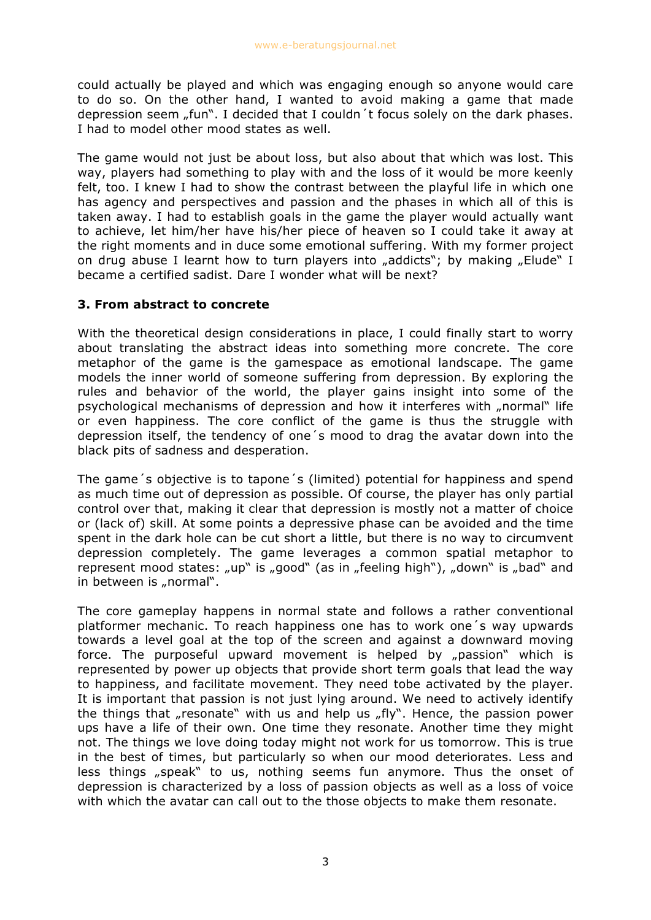could actually be played and which was engaging enough so anyone would care to do so. On the other hand, I wanted to avoid making a game that made depression seem „fun". I decided that I couldn´t focus solely on the dark phases. I had to model other mood states as well.

The game would not just be about loss, but also about that which was lost. This way, players had something to play with and the loss of it would be more keenly felt, too. I knew I had to show the contrast between the playful life in which one has agency and perspectives and passion and the phases in which all of this is taken away. I had to establish goals in the game the player would actually want to achieve, let him/her have his/her piece of heaven so I could take it away at the right moments and in duce some emotional suffering. With my former project on drug abuse I learnt how to turn players into „addicts"; by making „Elude" I became a certified sadist. Dare I wonder what will be next?

### 3. From abstract to concrete

With the theoretical design considerations in place, I could finally start to worry about translating the abstract ideas into something more concrete. The core metaphor of the game is the gamespace as emotional landscape. The game models the inner world of someone suffering from depression. By exploring the rules and behavior of the world, the player gains insight into some of the psychological mechanisms of depression and how it interferes with „normal" life or even happiness. The core conflict of the game is thus the struggle with depression itself, the tendency of one´s mood to drag the avatar down into the black pits of sadness and desperation.

The game´s objective is to tapone´s (limited) potential for happiness and spend as much time out of depression as possible. Of course, the player has only partial control over that, making it clear that depression is mostly not a matter of choice or (lack of) skill. At some points a depressive phase can be avoided and the time spent in the dark hole can be cut short a little, but there is no way to circumvent depression completely. The game leverages a common spatial metaphor to represent mood states: „up" is „good" (as in „feeling high"), „down" is „bad" and in between is „normal".

The core gameplay happens in normal state and follows a rather conventional platformer mechanic. To reach happiness one has to work one´s way upwards towards a level goal at the top of the screen and against a downward moving force. The purposeful upward movement is helped by „passion" which is represented by power up objects that provide short term goals that lead the way to happiness, and facilitate movement. They need tobe activated by the player. It is important that passion is not just lying around. We need to actively identify the things that „resonate" with us and help us „fly". Hence, the passion power ups have a life of their own. One time they resonate. Another time they might not. The things we love doing today might not work for us tomorrow. This is true in the best of times, but particularly so when our mood deteriorates. Less and less things „speak" to us, nothing seems fun anymore. Thus the onset of depression is characterized by a loss of passion objects as well as a loss of voice with which the avatar can call out to the those objects to make them resonate.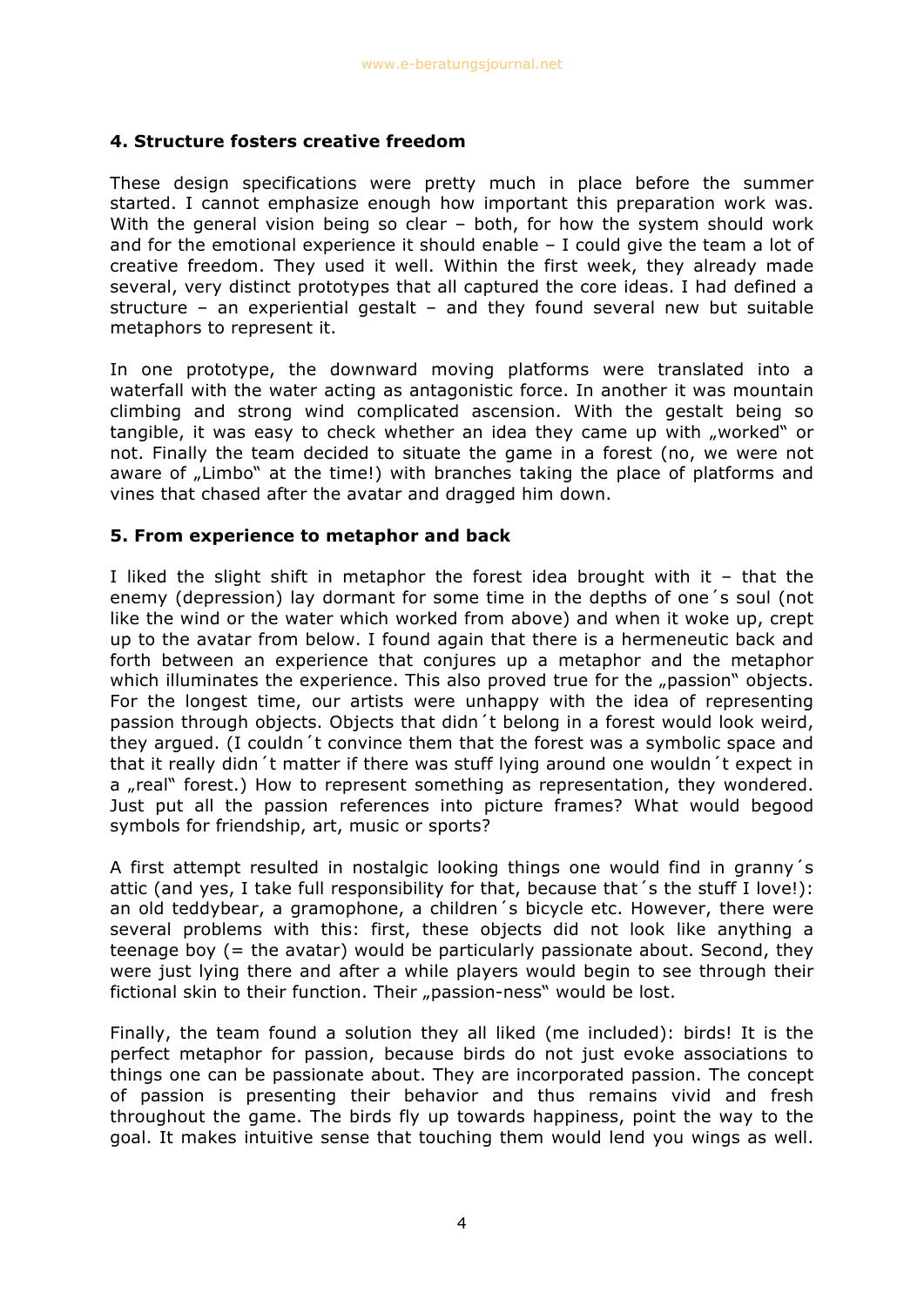## 4. Structure fosters creative freedom

These design specifications were pretty much in place before the summer started. I cannot emphasize enough how important this preparation work was. With the general vision being so clear – both, for how the system should work and for the emotional experience it should enable – I could give the team a lot of creative freedom. They used it well. Within the first week, they already made several, very distinct prototypes that all captured the core ideas. I had defined a structure – an experiential gestalt – and they found several new but suitable metaphors to represent it.

In one prototype, the downward moving platforms were translated into a waterfall with the water acting as antagonistic force. In another it was mountain climbing and strong wind complicated ascension. With the gestalt being so tangible, it was easy to check whether an idea they came up with „worked" or not. Finally the team decided to situate the game in a forest (no, we were not aware of „Limbo" at the time!) with branches taking the place of platforms and vines that chased after the avatar and dragged him down.

## 5. From experience to metaphor and back

I liked the slight shift in metaphor the forest idea brought with it – that the enemy (depression) lay dormant for some time in the depths of one´s soul (not like the wind or the water which worked from above) and when it woke up, crept up to the avatar from below. I found again that there is a hermeneutic back and forth between an experience that conjures up a metaphor and the metaphor which illuminates the experience. This also proved true for the „passion" objects. For the longest time, our artists were unhappy with the idea of representing passion through objects. Objects that didn´t belong in a forest would look weird, they argued. (I couldn´t convince them that the forest was a symbolic space and that it really didn´t matter if there was stuff lying around one wouldn´t expect in a „real" forest.) How to represent something as representation, they wondered. Just put all the passion references into picture frames? What would begood symbols for friendship, art, music or sports?

A first attempt resulted in nostalgic looking things one would find in granny´s attic (and yes, I take full responsibility for that, because that´s the stuff I love!): an old teddybear, a gramophone, a children´s bicycle etc. However, there were several problems with this: first, these objects did not look like anything a teenage boy (= the avatar) would be particularly passionate about. Second, they were just lying there and after a while players would begin to see through their fictional skin to their function. Their „passion-ness" would be lost.

Finally, the team found a solution they all liked (me included): birds! It is the perfect metaphor for passion, because birds do not just evoke associations to things one can be passionate about. They are incorporated passion. The concept of passion is presenting their behavior and thus remains vivid and fresh throughout the game. The birds fly up towards happiness, point the way to the goal. It makes intuitive sense that touching them would lend you wings as well.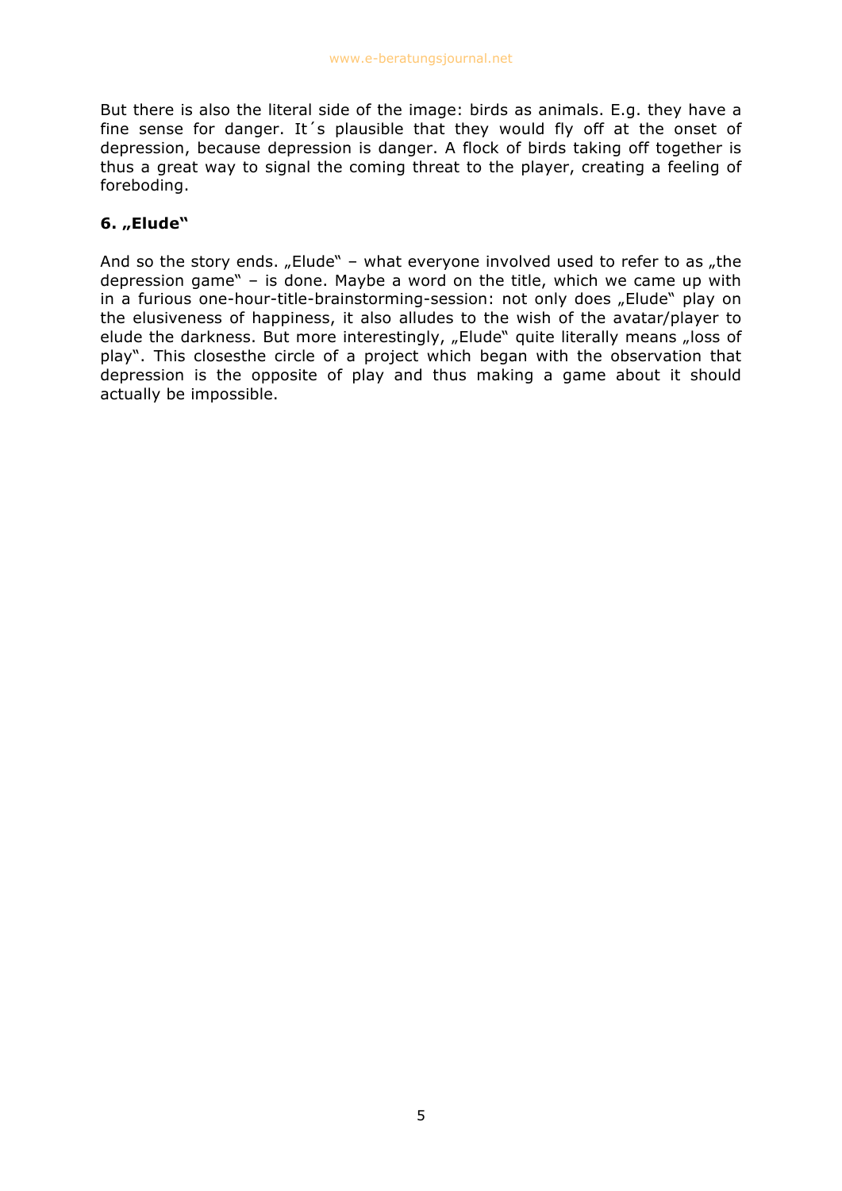But there is also the literal side of the image: birds as animals. E.g. they have a fine sense for danger. It´s plausible that they would fly off at the onset of depression, because depression is danger. A flock of birds taking off together is thus a great way to signal the coming threat to the player, creating a feeling of foreboding.

### 6. „Elude"

And so the story ends. „Elude" – what everyone involved used to refer to as „the depression game" – is done. Maybe a word on the title, which we came up with in a furious one-hour-title-brainstorming-session: not only does „Elude" play on the elusiveness of happiness, it also alludes to the wish of the avatar/player to elude the darkness. But more interestingly, „Elude" quite literally means „loss of play". This closesthe circle of a project which began with the observation that depression is the opposite of play and thus making a game about it should actually be impossible.